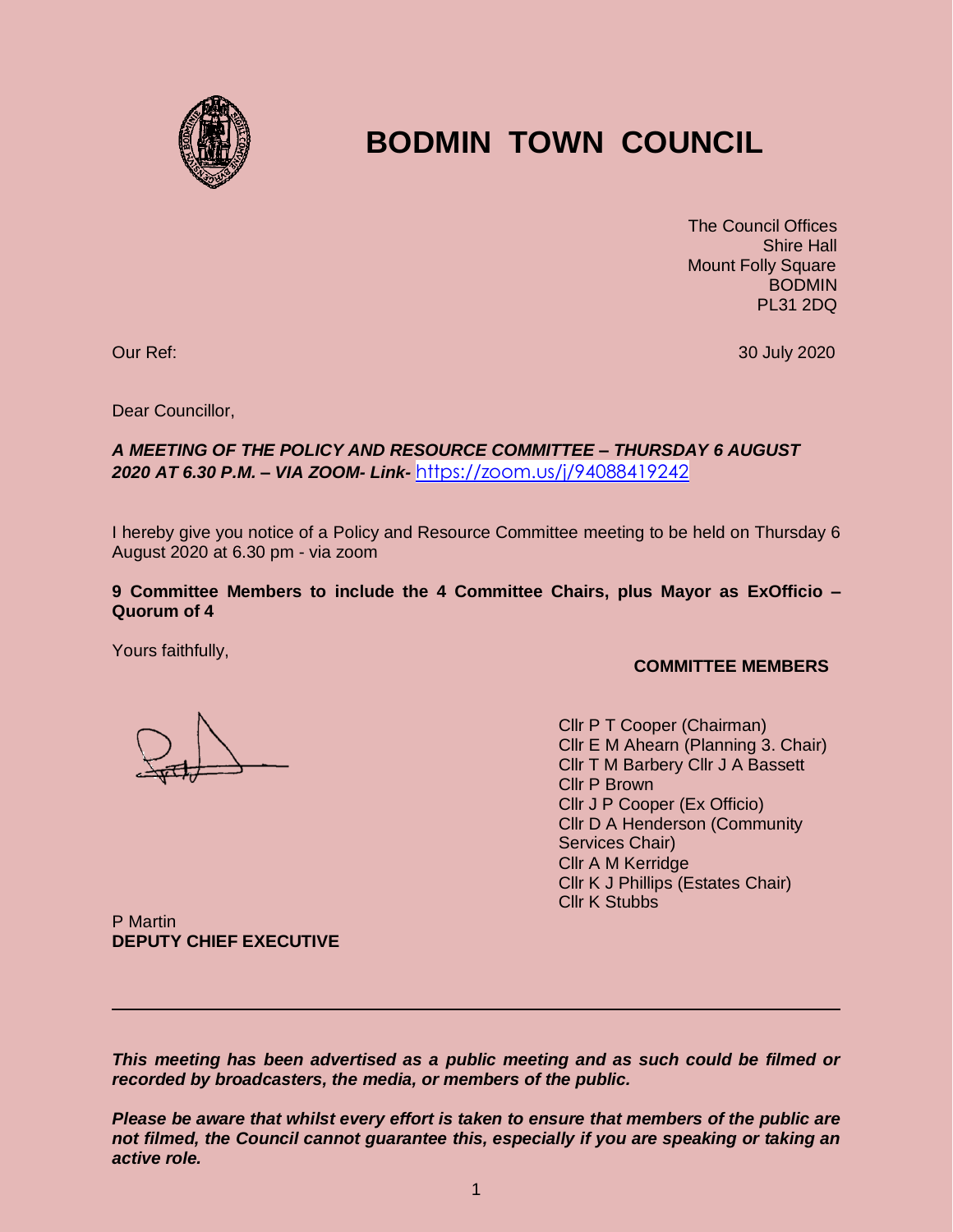# BODMIN TOWN COUNCIL

The Council Offices
Shire Hall
Mount Folly Square
BODMIN
PL31 2DQ

Our Ref: 30 July 2020

Dear Councillor,

***A MEETING OF THE POLICY AND RESOURCE COMMITTEE – THURSDAY 6 AUGUST 2020 AT 6.30 P.M. – VIA ZOOM- Link-*** https://zoom.us/j/94088419242

I hereby give you notice of a Policy and Resource Committee meeting to be held on Thursday 6 August 2020 at 6.30 pm - via zoom

**9 Committee Members to include the 4 Committee Chairs, plus Mayor as ExOfficio – Quorum of 4**

Yours faithfully,

P Martin
**DEPUTY CHIEF EXECUTIVE**

**COMMITTEE MEMBERS**

Cllr P T Cooper (Chairman)
Cllr E M Ahearn (Planning 3. Chair)
Cllr T M Barbery Cllr J A Bassett
Cllr P Brown
Cllr J P Cooper (Ex Officio)
Cllr D A Henderson (Community Services Chair)
Cllr A M Kerridge
Cllr K J Phillips (Estates Chair)
Cllr K Stubbs

---

***This meeting has been advertised as a public meeting and as such could be filmed or recorded by broadcasters, the media, or members of the public.***

***Please be aware that whilst every effort is taken to ensure that members of the public are not filmed, the Council cannot guarantee this, especially if you are speaking or taking an active role.***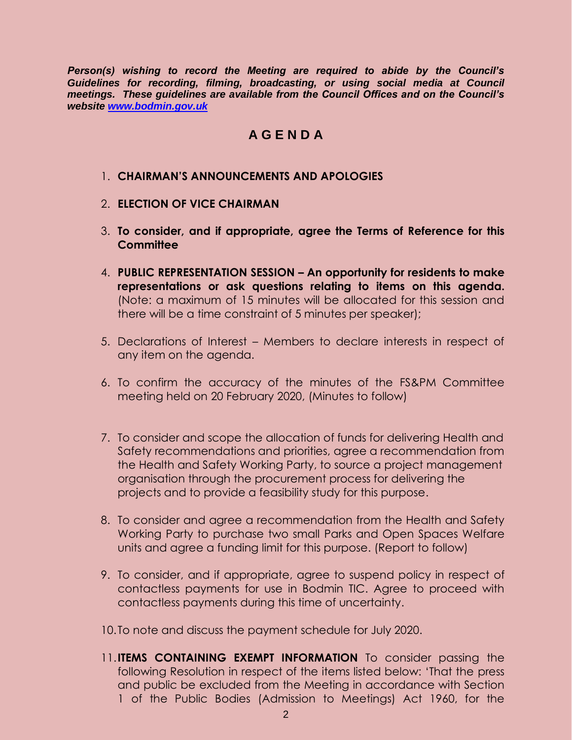***Person(s) wishing to record the Meeting are required to abide by the Council's Guidelines for recording, filming, broadcasting, or using social media at Council meetings. These guidelines are available from the Council Offices and on the Council's website [www.bodmin.gov.uk](http://www.bodmin.gov.uk)***

## A G E N D A

1. **CHAIRMAN'S ANNOUNCEMENTS AND APOLOGIES**

2. **ELECTION OF VICE CHAIRMAN**

3. **To consider, and if appropriate, agree the Terms of Reference for this Committee**

4. **PUBLIC REPRESENTATION SESSION – An opportunity for residents to make representations or ask questions relating to items on this agenda.** (Note: a maximum of 15 minutes will be allocated for this session and there will be a time constraint of 5 minutes per speaker);

5. Declarations of Interest – Members to declare interests in respect of any item on the agenda.

6. To confirm the accuracy of the minutes of the FS&PM Committee meeting held on 20 February 2020, (Minutes to follow)

7. To consider and scope the allocation of funds for delivering Health and Safety recommendations and priorities, agree a recommendation from the Health and Safety Working Party, to source a project management organisation through the procurement process for delivering the projects and to provide a feasibility study for this purpose.

8. To consider and agree a recommendation from the Health and Safety Working Party to purchase two small Parks and Open Spaces Welfare units and agree a funding limit for this purpose. (Report to follow)

9. To consider, and if appropriate, agree to suspend policy in respect of contactless payments for use in Bodmin TIC. Agree to proceed with contactless payments during this time of uncertainty.

10. To note and discuss the payment schedule for July 2020.

11. **ITEMS CONTAINING EXEMPT INFORMATION** To consider passing the following Resolution in respect of the items listed below: 'That the press and public be excluded from the Meeting in accordance with Section 1 of the Public Bodies (Admission to Meetings) Act 1960, for the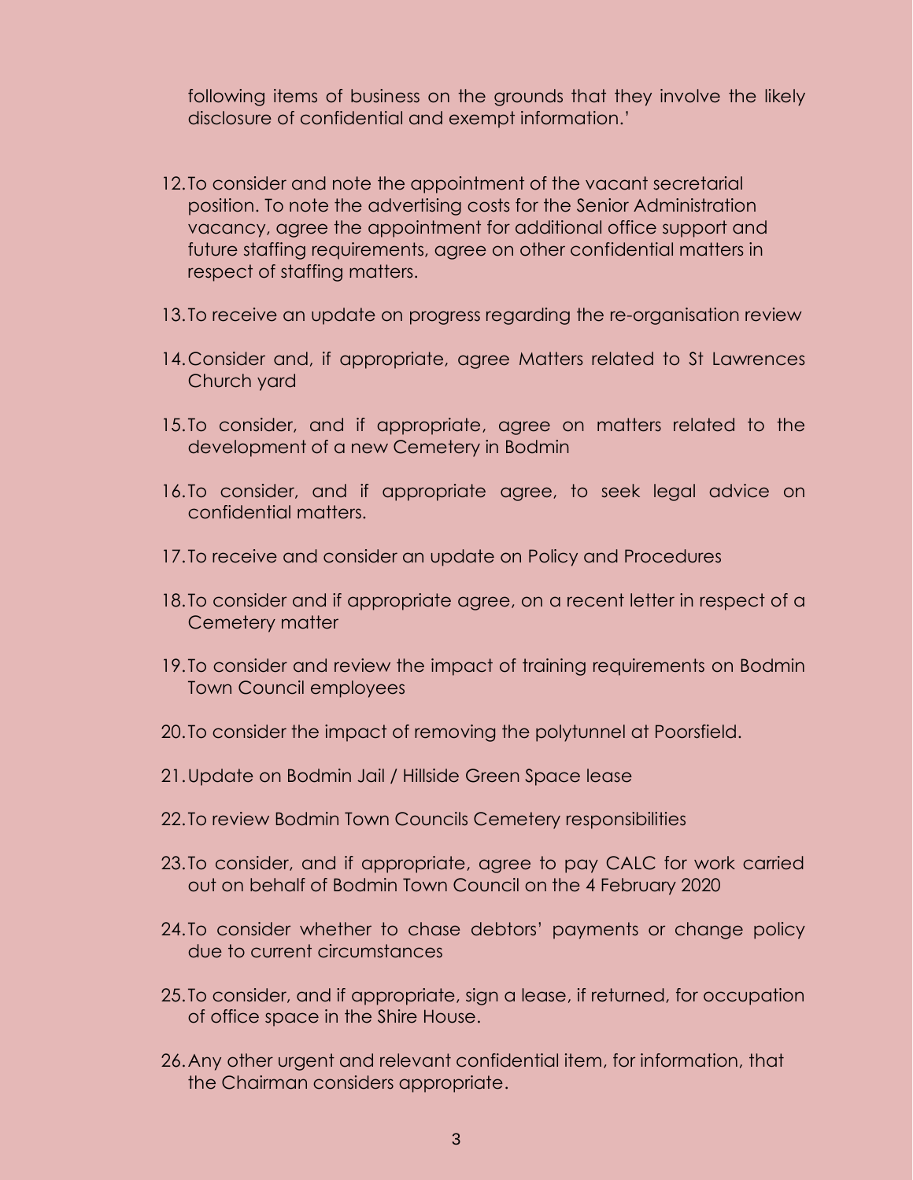following items of business on the grounds that they involve the likely disclosure of confidential and exempt information.'

12. To consider and note the appointment of the vacant secretarial position. To note the advertising costs for the Senior Administration vacancy, agree the appointment for additional office support and future staffing requirements, agree on other confidential matters in respect of staffing matters.

13. To receive an update on progress regarding the re-organisation review

14. Consider and, if appropriate, agree Matters related to St Lawrences Church yard

15. To consider, and if appropriate, agree on matters related to the development of a new Cemetery in Bodmin

16. To consider, and if appropriate agree, to seek legal advice on confidential matters.

17. To receive and consider an update on Policy and Procedures

18. To consider and if appropriate agree, on a recent letter in respect of a Cemetery matter

19. To consider and review the impact of training requirements on Bodmin Town Council employees

20. To consider the impact of removing the polytunnel at Poorsfield.

21. Update on Bodmin Jail / Hillside Green Space lease

22. To review Bodmin Town Councils Cemetery responsibilities

23. To consider, and if appropriate, agree to pay CALC for work carried out on behalf of Bodmin Town Council on the 4 February 2020

24. To consider whether to chase debtors' payments or change policy due to current circumstances

25. To consider, and if appropriate, sign a lease, if returned, for occupation of office space in the Shire House.

26. Any other urgent and relevant confidential item, for information, that the Chairman considers appropriate.